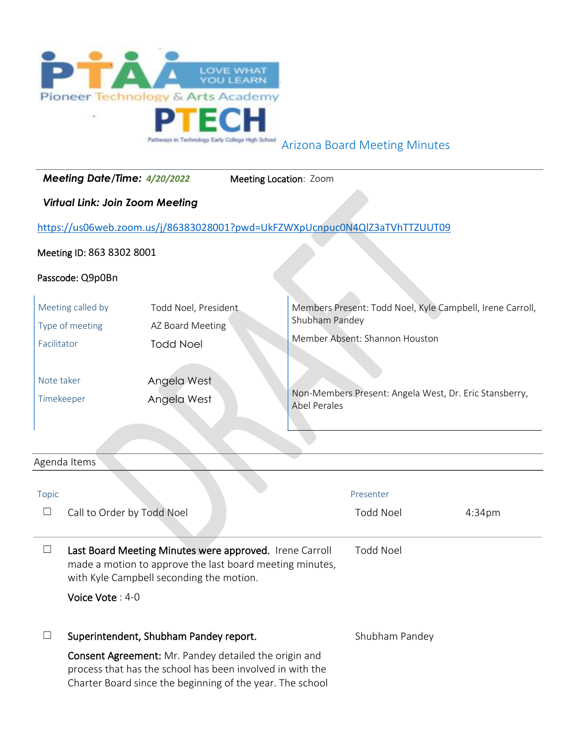Pioneer Technology & Arts Academy — LOVE WHAT YOU LEARN

PTECH — Pathways in Technology Early College High School

# Arizona Board Meeting Minutes

***Meeting Date/Time:*** ***4/20/2022*** **Meeting Location**: Zoom

***Virtual Link: Join Zoom Meeting***

https://us06web.zoom.us/j/86383028001?pwd=UkFZWXpUcnpuc0N4QlZ3aTVhTTZUUT09

Meeting ID: 863 8302 8001

Passcode: Q9p0Bn

| | |
|---|---|
| Meeting called by | Todd Noel, President |
| Type of meeting | AZ Board Meeting |
| Facilitator | Todd Noel |
| Note taker | Angela West |
| Timekeeper | Angela West |

Members Present: Todd Noel, Kyle Campbell, Irene Carroll, Shubham Pandey

Member Absent: Shannon Houston

Non-Members Present: Angela West, Dr. Eric Stansberry, Abel Perales

## Agenda Items

| Topic | Presenter | |
|---|---|---|
| ☐ Call to Order by Todd Noel | Todd Noel | 4:34pm |
| ☐ **Last Board Meeting Minutes were approved.** Irene Carroll made a motion to approve the last board meeting minutes, with Kyle Campbell seconding the motion.<br><br>**Voice Vote** : 4-0 | Todd Noel | |
| ☐ **Superintendent, Shubham Pandey report.**<br><br>**Consent Agreement:** Mr. Pandey detailed the origin and process that has the school has been involved in with the Charter Board since the beginning of the year. The school | Shubham Pandey | |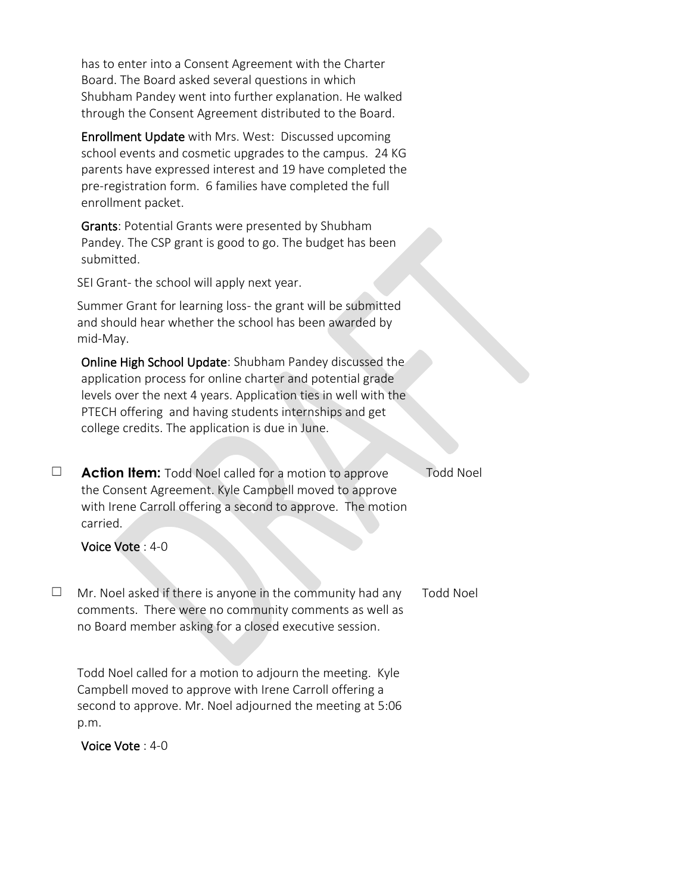has to enter into a Consent Agreement with the Charter Board. The Board asked several questions in which Shubham Pandey went into further explanation. He walked through the Consent Agreement distributed to the Board.

**Enrollment Update** with Mrs. West: Discussed upcoming school events and cosmetic upgrades to the campus. 24 KG parents have expressed interest and 19 have completed the pre-registration form. 6 families have completed the full enrollment packet.

**Grants**: Potential Grants were presented by Shubham Pandey. The CSP grant is good to go. The budget has been submitted.

SEI Grant- the school will apply next year.

Summer Grant for learning loss- the grant will be submitted and should hear whether the school has been awarded by mid-May.

**Online High School Update**: Shubham Pandey discussed the application process for online charter and potential grade levels over the next 4 years. Application ties in well with the PTECH offering and having students internships and get college credits. The application is due in June.

☐ **Action Item:** Todd Noel called for a motion to approve the Consent Agreement. Kyle Campbell moved to approve with Irene Carroll offering a second to approve. The motion carried. — Todd Noel

**Voice Vote** : 4-0

☐ Mr. Noel asked if there is anyone in the community had any comments. There were no community comments as well as no Board member asking for a closed executive session. — Todd Noel

Todd Noel called for a motion to adjourn the meeting. Kyle Campbell moved to approve with Irene Carroll offering a second to approve. Mr. Noel adjourned the meeting at 5:06 p.m.

**Voice Vote** : 4-0